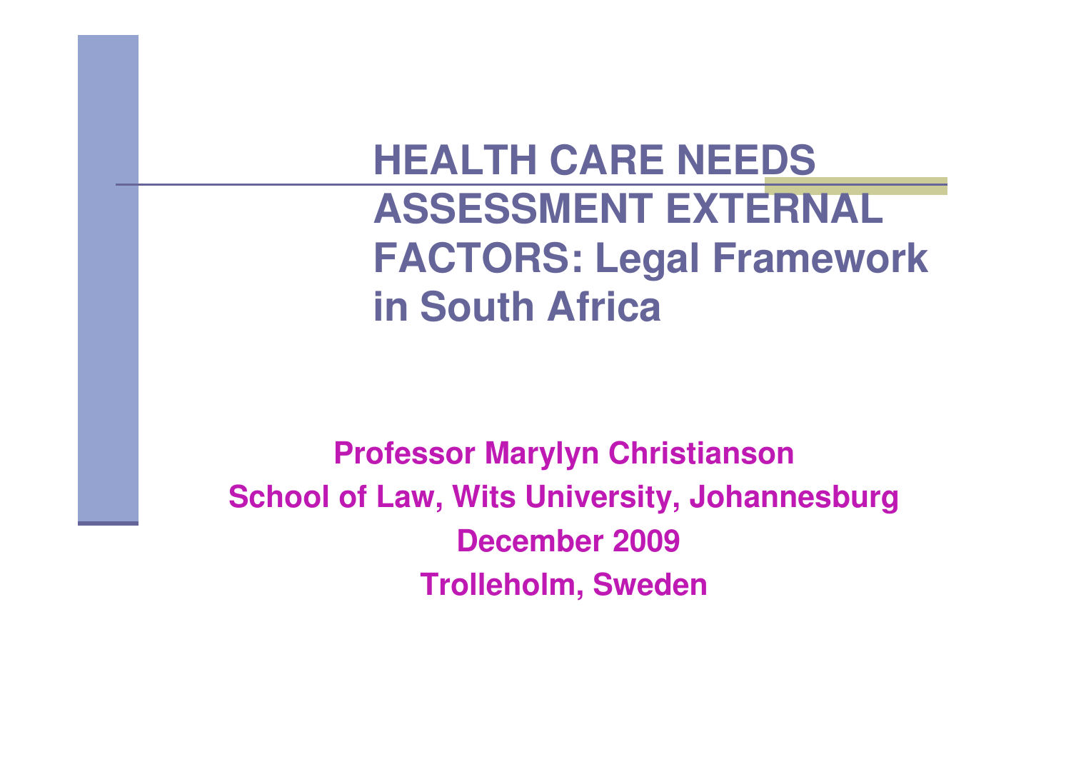# HEALTH CARE NEEDS ASSESSMENT EXTERNAL FACTORS: Legal Framework in South Africa

**Professor Marylyn Christianson**

**School of Law, Wits University, Johannesburg**

**December 2009**

**Trolleholm, Sweden**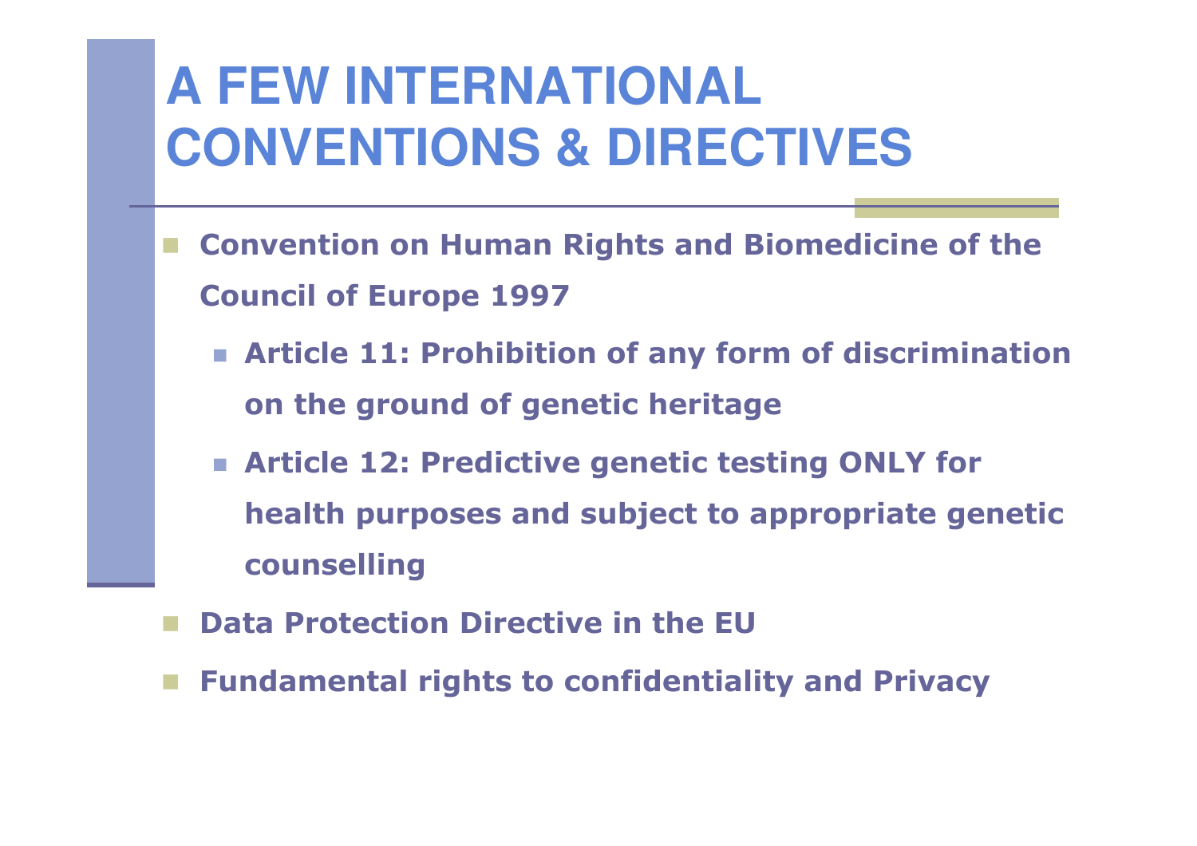# A FEW INTERNATIONAL CONVENTIONS & DIRECTIVES

- **Convention on Human Rights and Biomedicine of the Council of Europe 1997**
  - **Article 11: Prohibition of any form of discrimination on the ground of genetic heritage**
  - **Article 12: Predictive genetic testing ONLY for health purposes and subject to appropriate genetic counselling**
- **Data Protection Directive in the EU**
- **Fundamental rights to confidentiality and Privacy**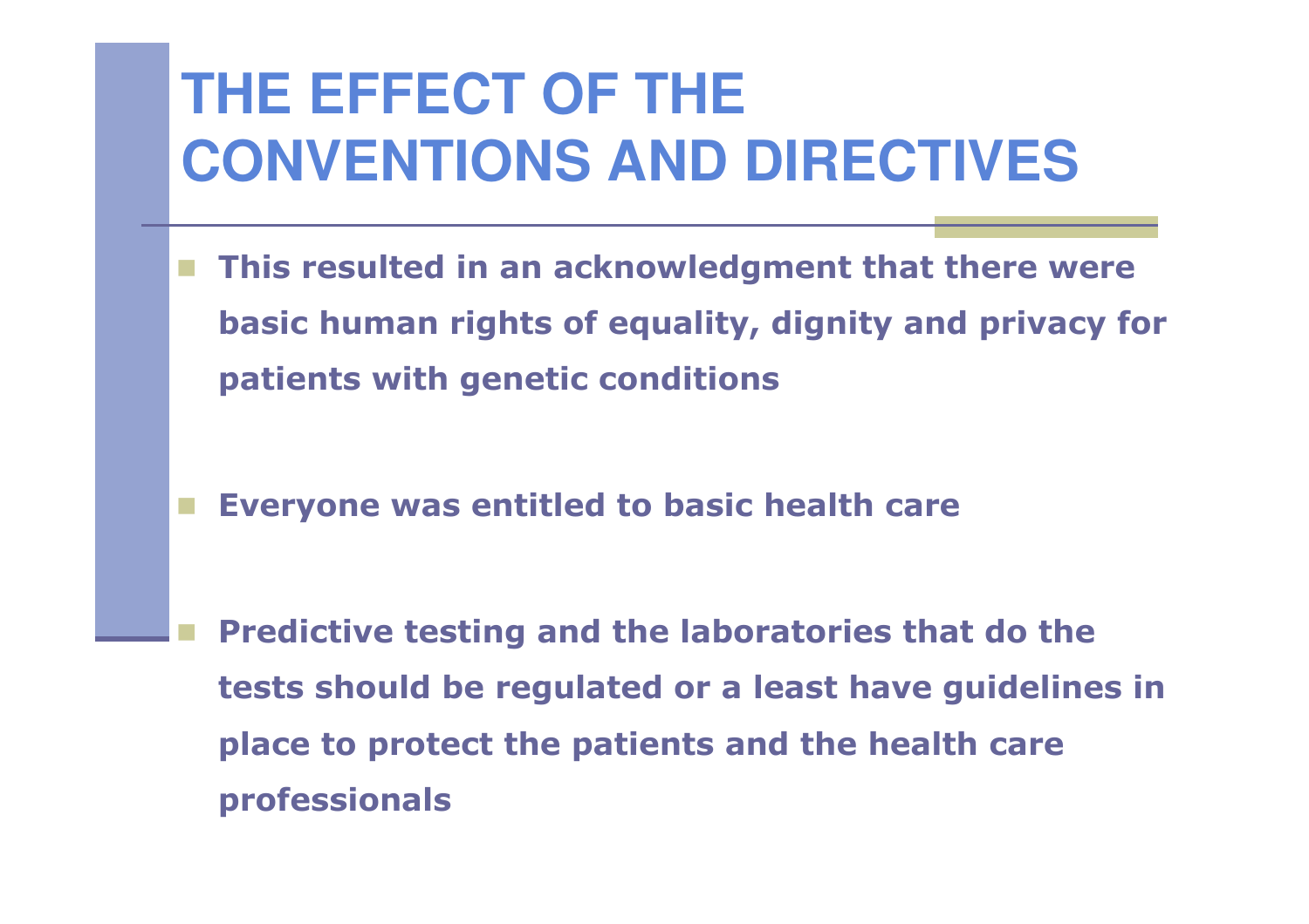# THE EFFECT OF THE CONVENTIONS AND DIRECTIVES

- **This resulted in an acknowledgment that there were basic human rights of equality, dignity and privacy for patients with genetic conditions**

- **Everyone was entitled to basic health care**

- **Predictive testing and the laboratories that do the tests should be regulated or a least have guidelines in place to protect the patients and the health care professionals**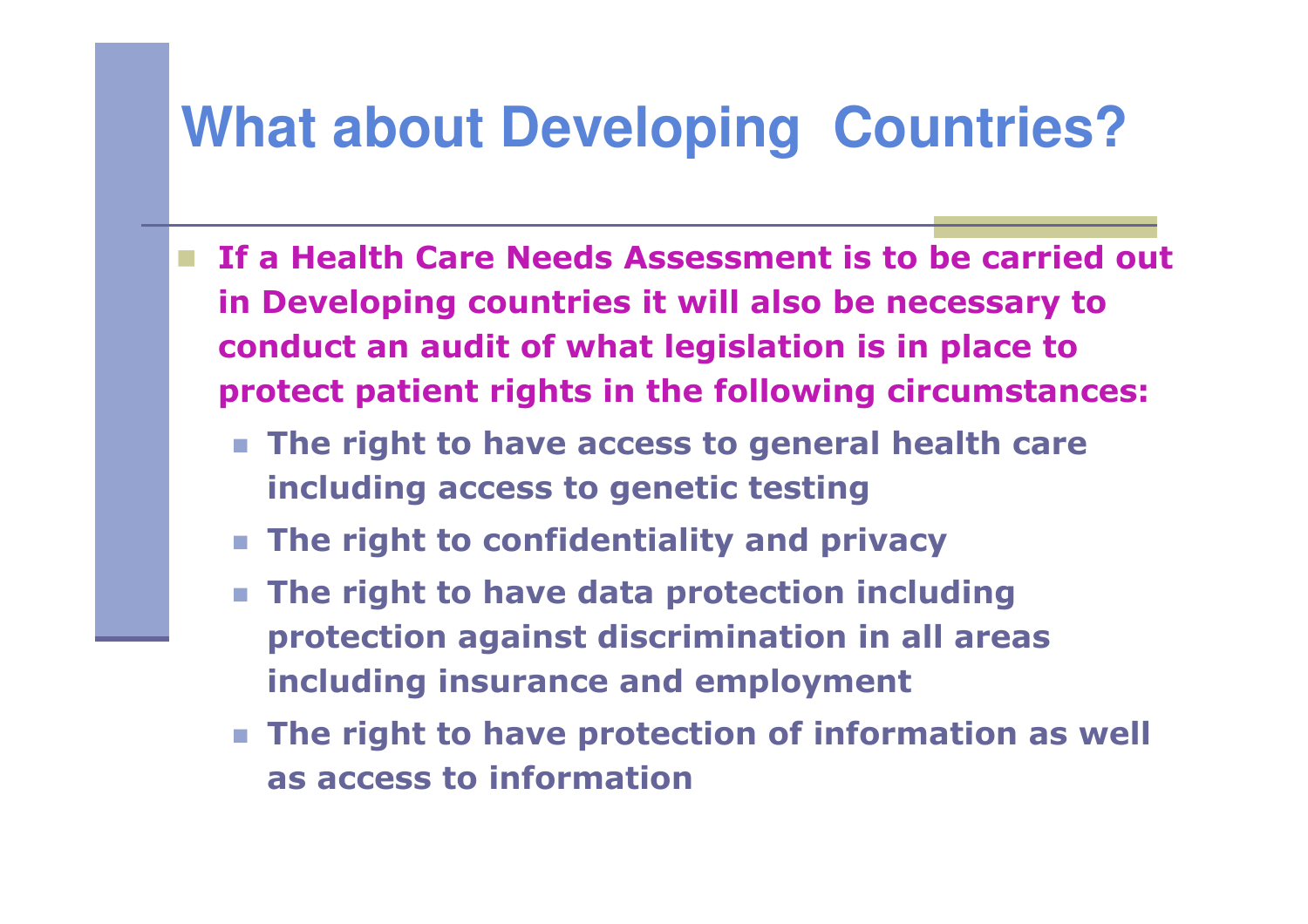# What about Developing Countries?

- **If a Health Care Needs Assessment is to be carried out in Developing countries it will also be necessary to conduct an audit of what legislation is in place to protect patient rights in the following circumstances:**
  - **The right to have access to general health care including access to genetic testing**
  - **The right to confidentiality and privacy**
  - **The right to have data protection including protection against discrimination in all areas including insurance and employment**
  - **The right to have protection of information as well as access to information**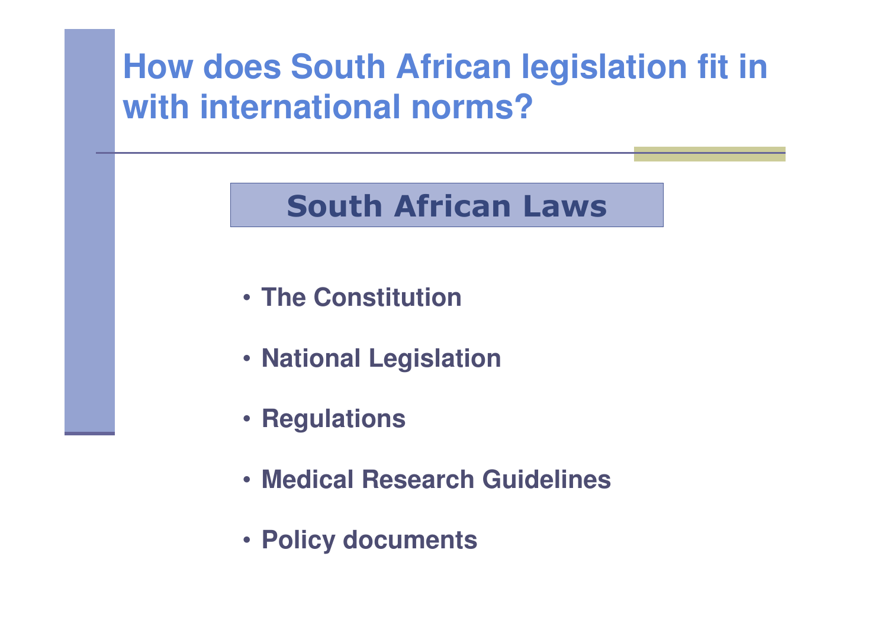# How does South African legislation fit in with international norms?

## South African Laws

- The Constitution
- National Legislation
- Regulations
- Medical Research Guidelines
- Policy documents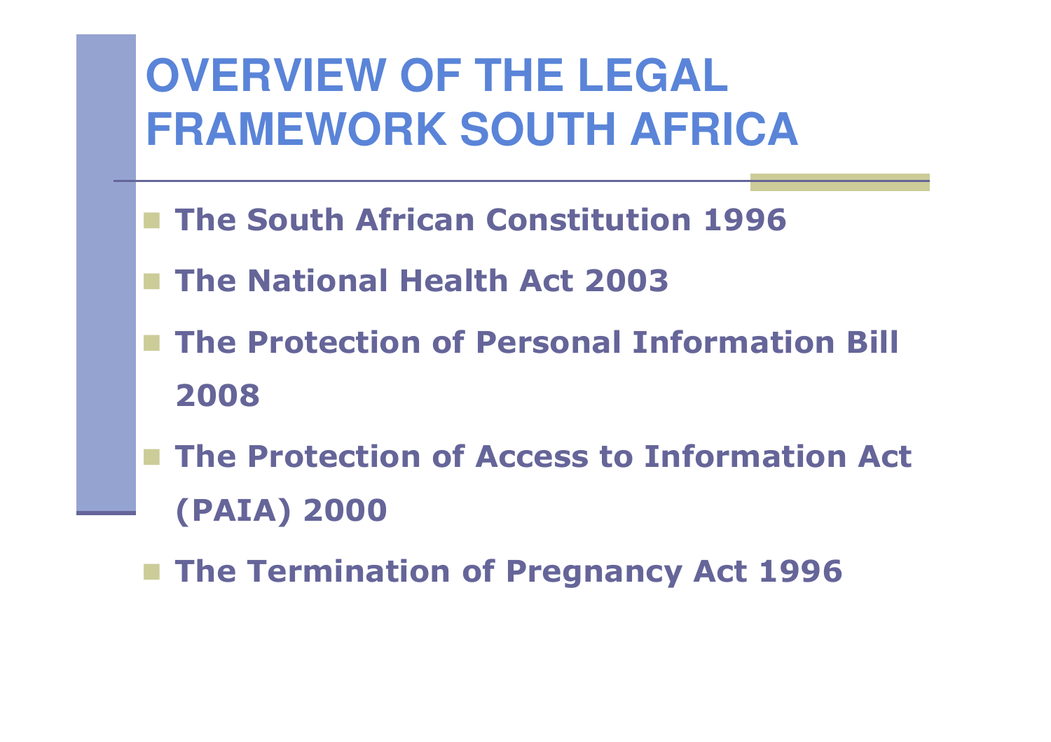# OVERVIEW OF THE LEGAL FRAMEWORK SOUTH AFRICA

- **The South African Constitution 1996**
- **The National Health Act 2003**
- **The Protection of Personal Information Bill 2008**
- **The Protection of Access to Information Act (PAIA) 2000**
- **The Termination of Pregnancy Act 1996**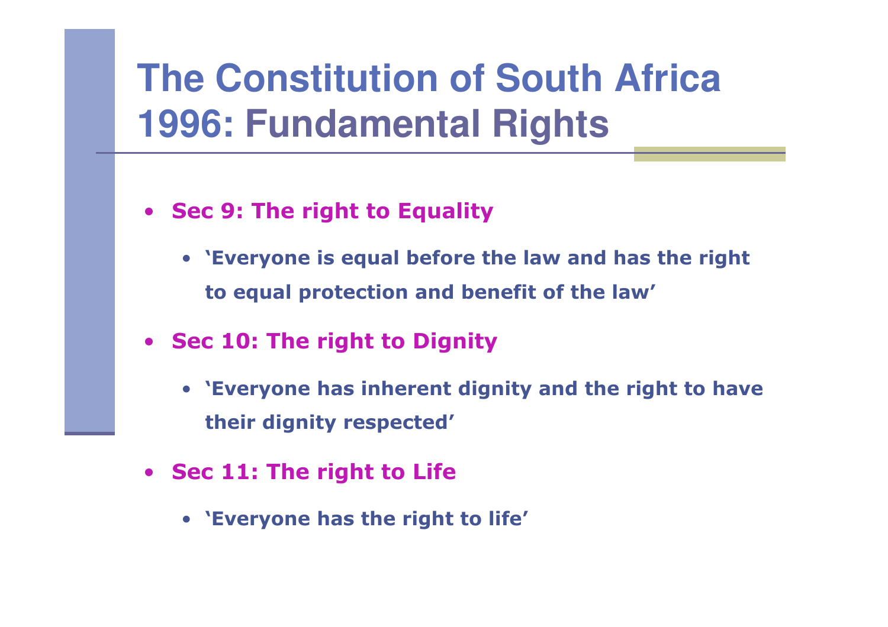# The Constitution of South Africa 1996: Fundamental Rights

- **Sec 9: The right to Equality**
  - **'Everyone is equal before the law and has the right to equal protection and benefit of the law'**
- **Sec 10: The right to Dignity**
  - **'Everyone has inherent dignity and the right to have their dignity respected'**
- **Sec 11: The right to Life**
  - **'Everyone has the right to life'**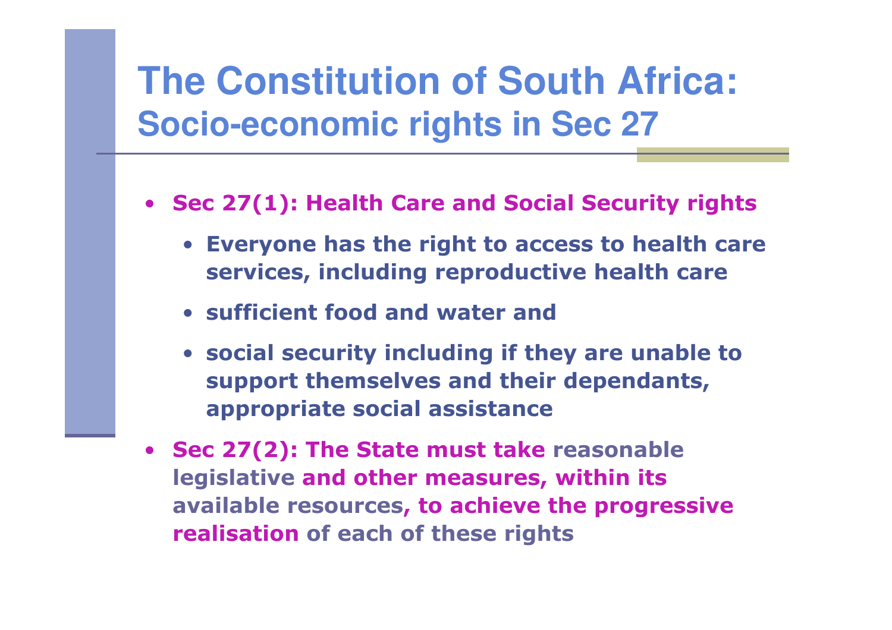# The Constitution of South Africa:
## Socio-economic rights in Sec 27

- **Sec 27(1): Health Care and Social Security rights**
  - **Everyone has the right to access to health care services, including reproductive health care**
  - **sufficient food and water and**
  - **social security including if they are unable to support themselves and their dependants, appropriate social assistance**
- **Sec 27(2): The State must take reasonable legislative and other measures, within its available resources, to achieve the progressive realisation of each of these rights**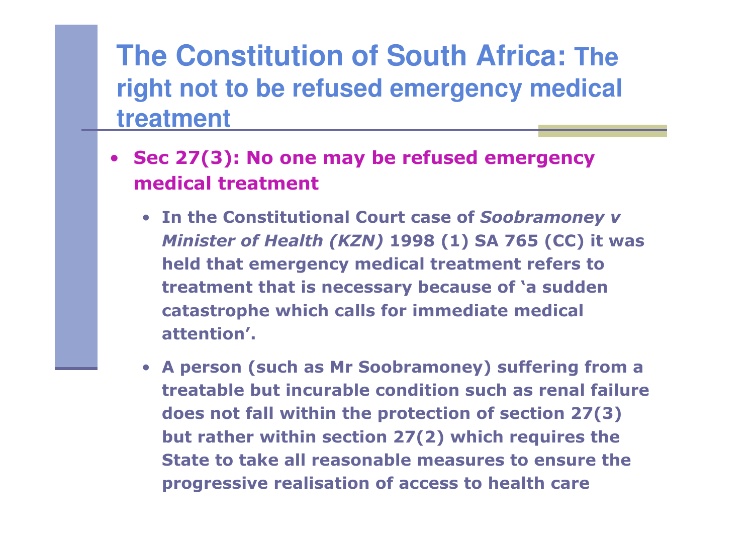# The Constitution of South Africa: The right not to be refused emergency medical treatment

- **Sec 27(3): No one may be refused emergency medical treatment**
  - **In the Constitutional Court case of *Soobramoney v Minister of Health (KZN)* 1998 (1) SA 765 (CC) it was held that emergency medical treatment refers to treatment that is necessary because of 'a sudden catastrophe which calls for immediate medical attention'.**
  - **A person (such as Mr Soobramoney) suffering from a treatable but incurable condition such as renal failure does not fall within the protection of section 27(3) but rather within section 27(2) which requires the State to take all reasonable measures to ensure the progressive realisation of access to health care**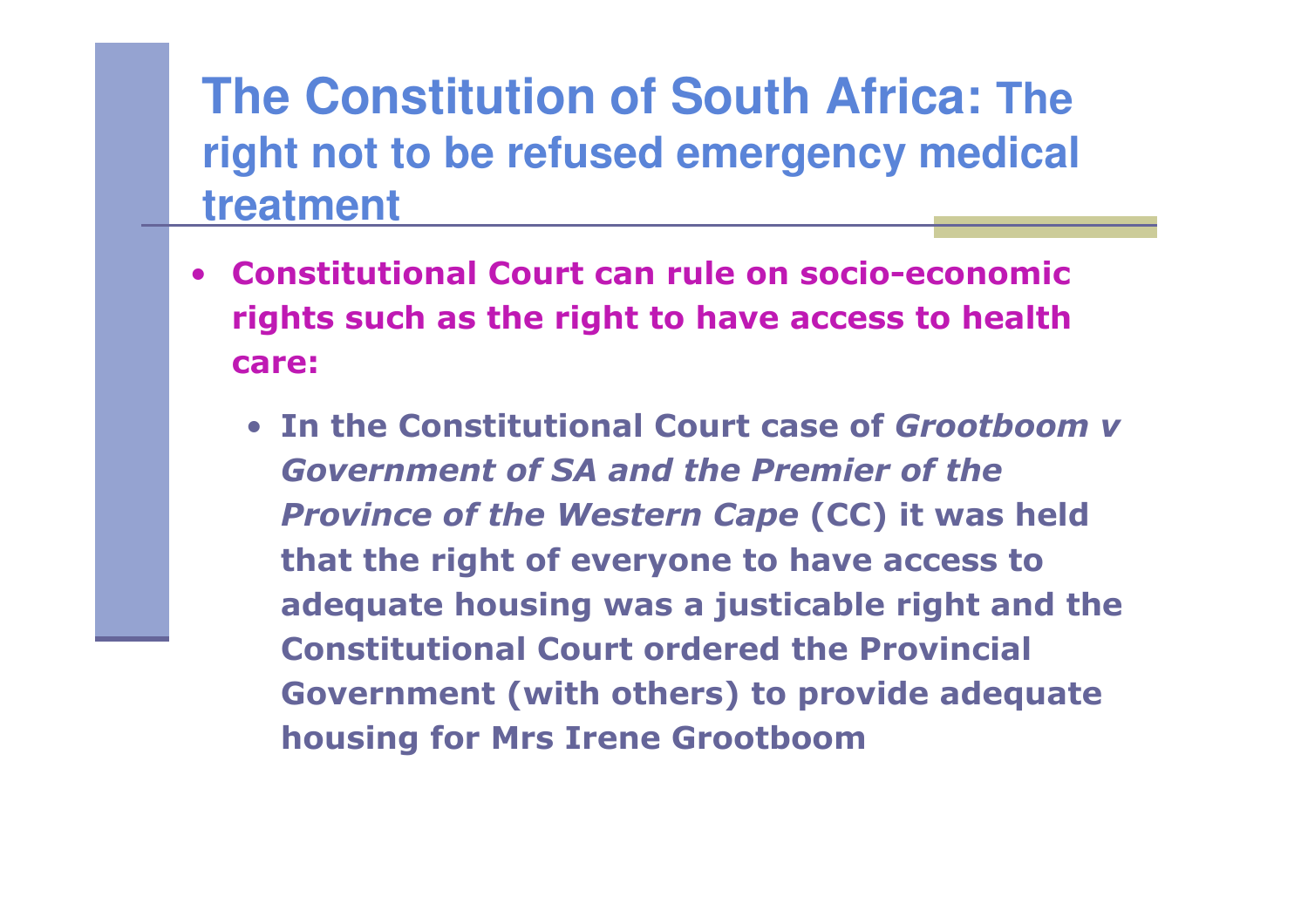# The Constitution of South Africa: The right not to be refused emergency medical treatment

- **Constitutional Court can rule on socio-economic rights such as the right to have access to health care:**
  - **In the Constitutional Court case of *Grootboom v Government of SA and the Premier of the Province of the Western Cape* (CC) it was held that the right of everyone to have access to adequate housing was a justicable right and the Constitutional Court ordered the Provincial Government (with others) to provide adequate housing for Mrs Irene Grootboom**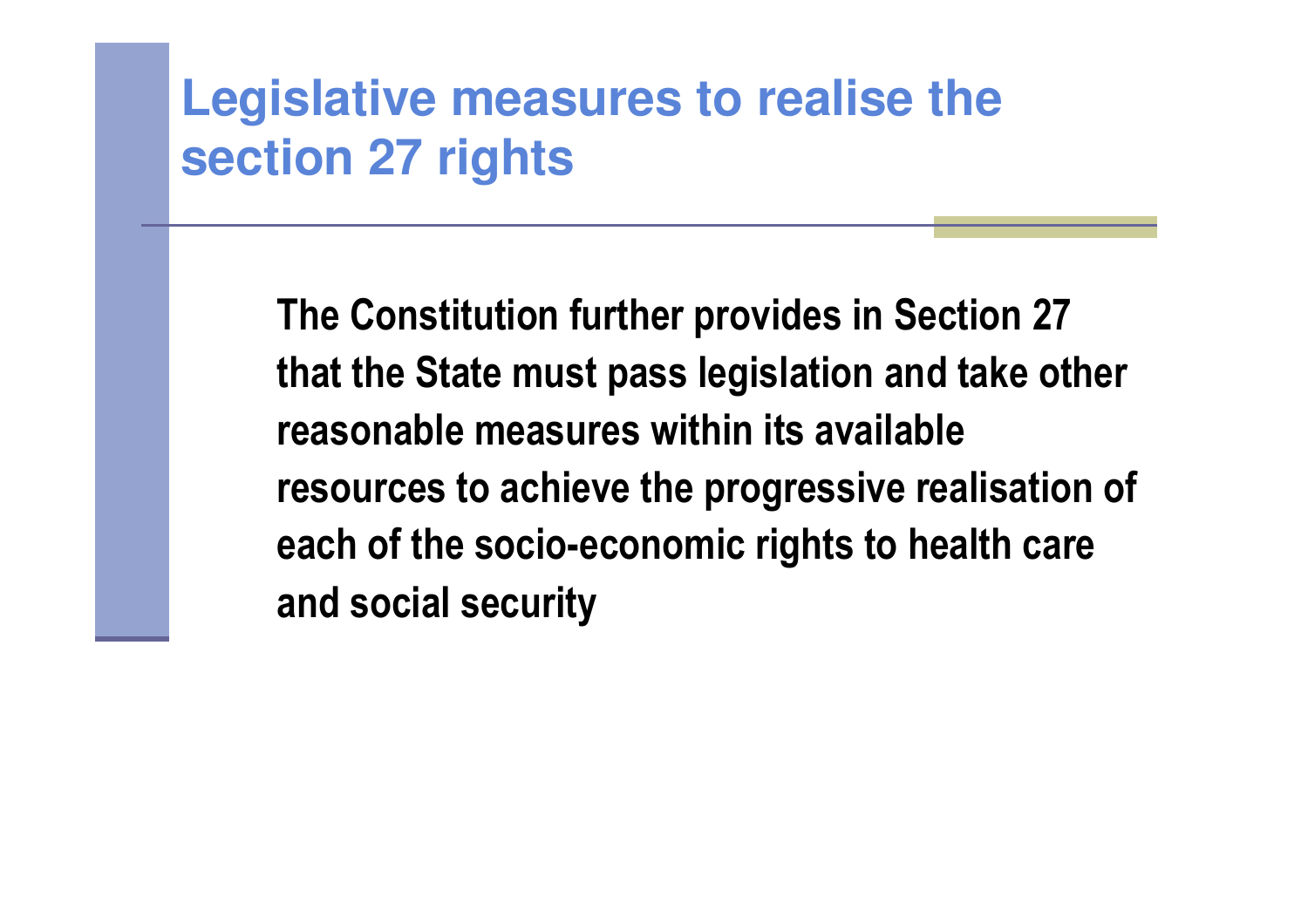# Legislative measures to realise the section 27 rights

**The Constitution further provides in Section 27 that the State must pass legislation and take other reasonable measures within its available resources to achieve the progressive realisation of each of the socio-economic rights to health care and social security**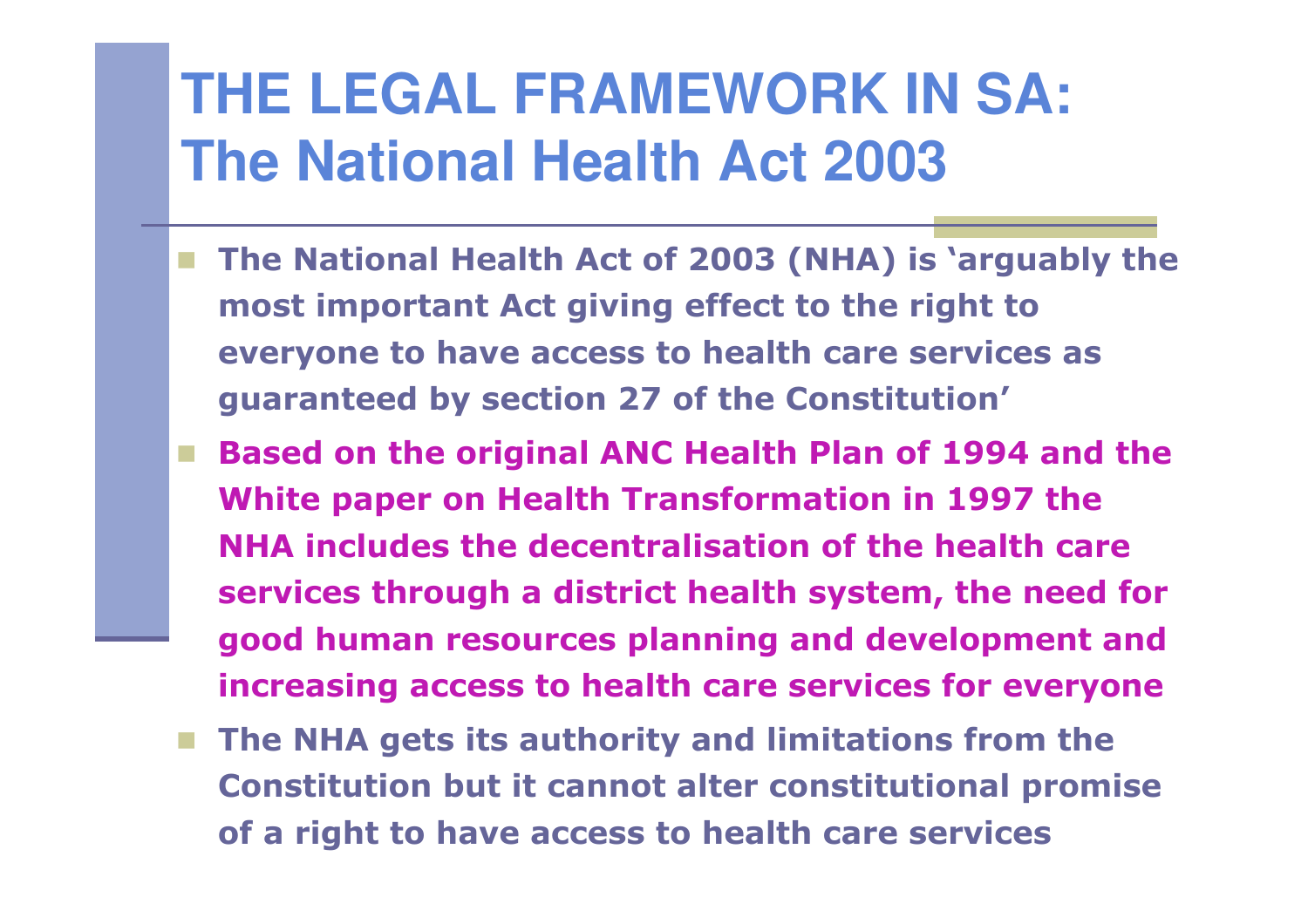# THE LEGAL FRAMEWORK IN SA: The National Health Act 2003

- **The National Health Act of 2003 (NHA) is 'arguably the most important Act giving effect to the right to everyone to have access to health care services as guaranteed by section 27 of the Constitution'**
- **Based on the original ANC Health Plan of 1994 and the White paper on Health Transformation in 1997 the NHA includes the decentralisation of the health care services through a district health system, the need for good human resources planning and development and increasing access to health care services for everyone**
- **The NHA gets its authority and limitations from the Constitution but it cannot alter constitutional promise of a right to have access to health care services**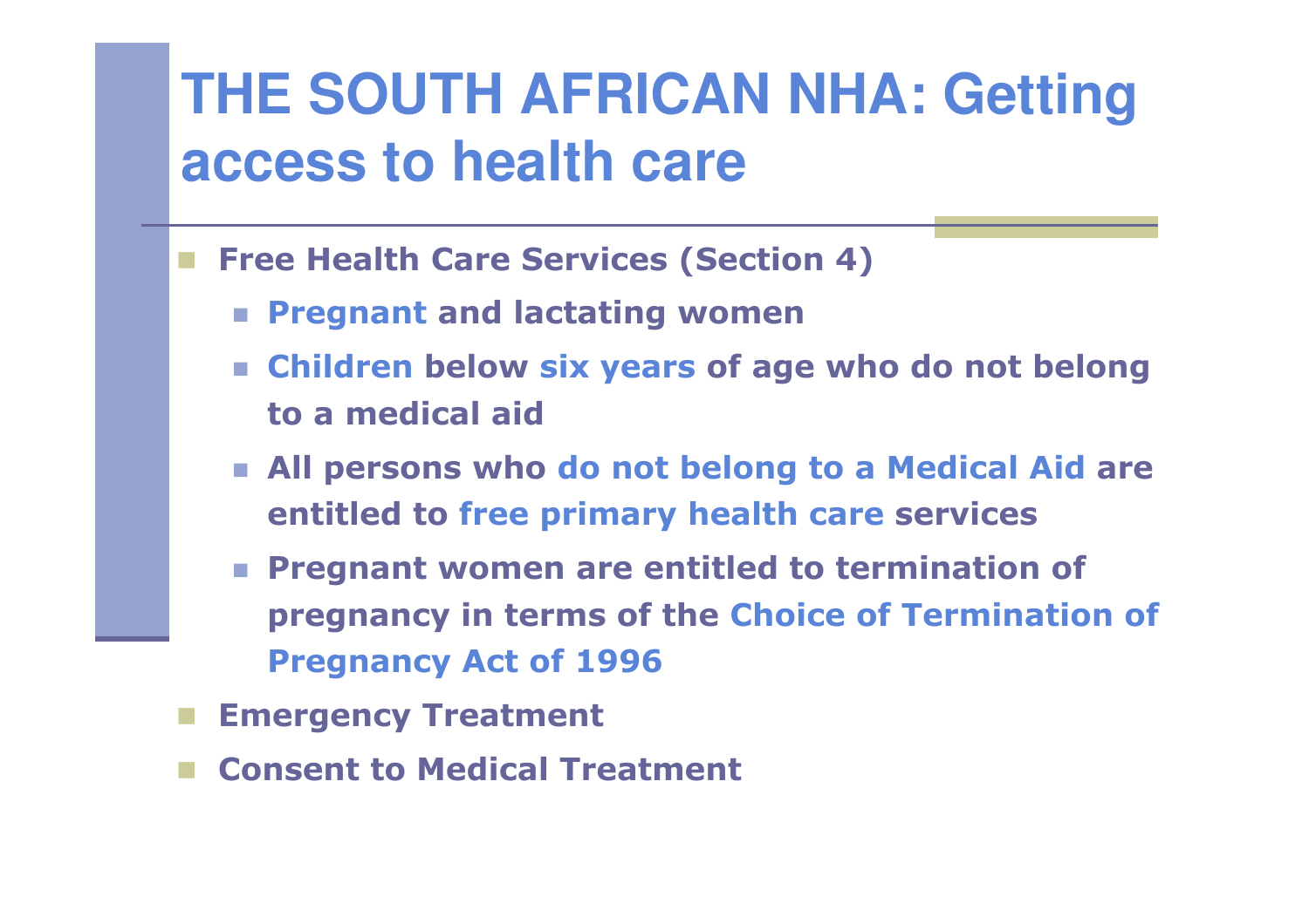# THE SOUTH AFRICAN NHA: Getting access to health care

- **Free Health Care Services (Section 4)**
  - **Pregnant and lactating women**
  - **Children below six years of age who do not belong to a medical aid**
  - **All persons who do not belong to a Medical Aid are entitled to free primary health care services**
  - **Pregnant women are entitled to termination of pregnancy in terms of the Choice of Termination of Pregnancy Act of 1996**
- **Emergency Treatment**
- **Consent to Medical Treatment**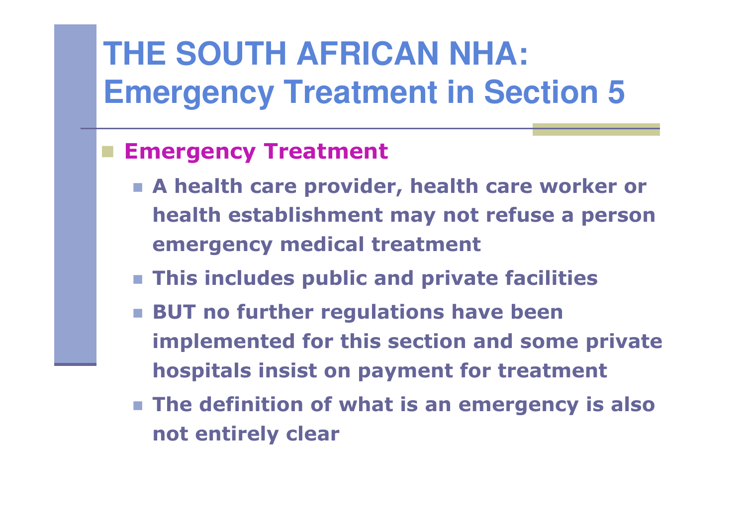# THE SOUTH AFRICAN NHA: Emergency Treatment in Section 5

- **Emergency Treatment**
  - **A health care provider, health care worker or health establishment may not refuse a person emergency medical treatment**
  - **This includes public and private facilities**
  - **BUT no further regulations have been implemented for this section and some private hospitals insist on payment for treatment**
  - **The definition of what is an emergency is also not entirely clear**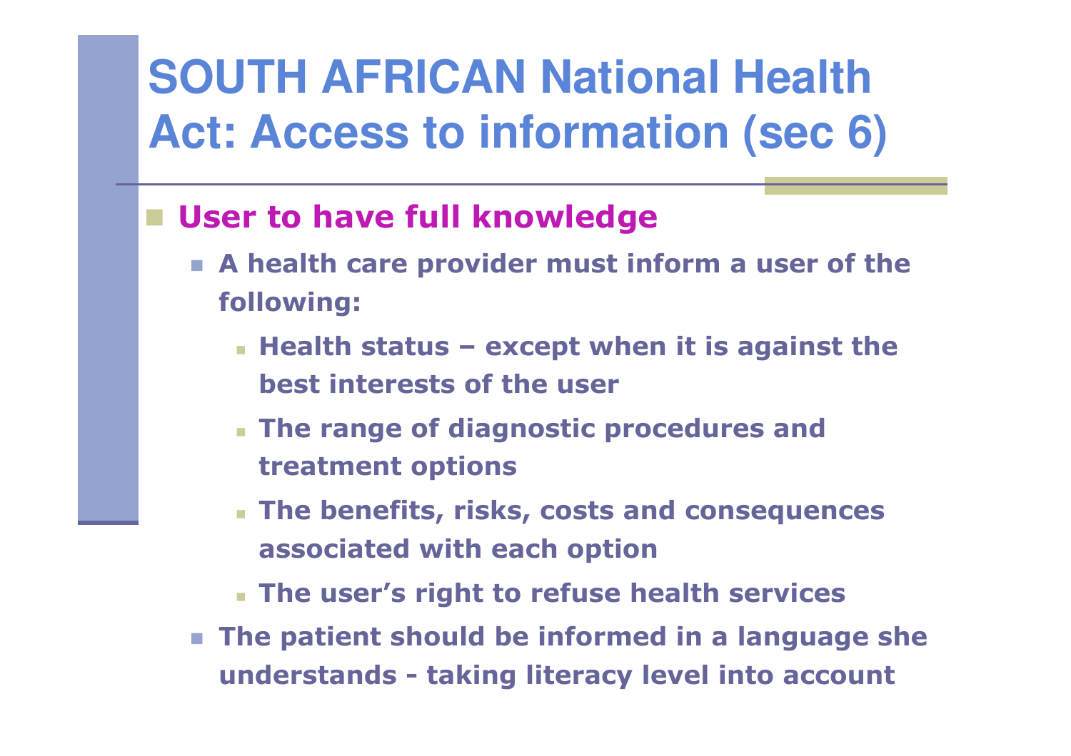# SOUTH AFRICAN National Health Act: Access to information (sec 6)

- **User to have full knowledge**
  - **A health care provider must inform a user of the following:**
    - **Health status – except when it is against the best interests of the user**
    - **The range of diagnostic procedures and treatment options**
    - **The benefits, risks, costs and consequences associated with each option**
    - **The user's right to refuse health services**
  - **The patient should be informed in a language she understands - taking literacy level into account**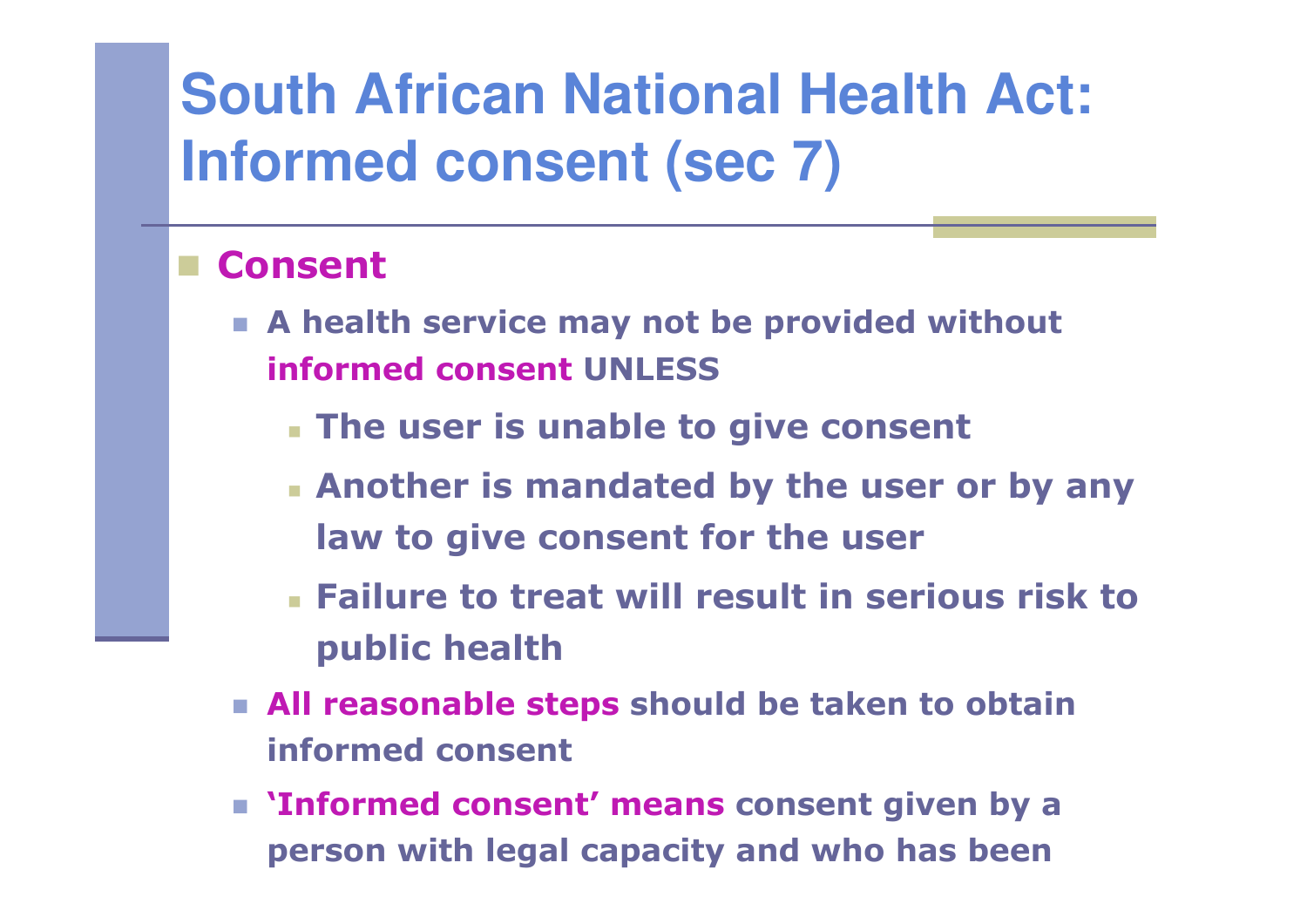# South African National Health Act: Informed consent (sec 7)

- **Consent**
  - **A health service may not be provided without informed consent UNLESS**
    - **The user is unable to give consent**
    - **Another is mandated by the user or by any law to give consent for the user**
    - **Failure to treat will result in serious risk to public health**
  - **All reasonable steps should be taken to obtain informed consent**
  - **'Informed consent' means consent given by a person with legal capacity and who has been**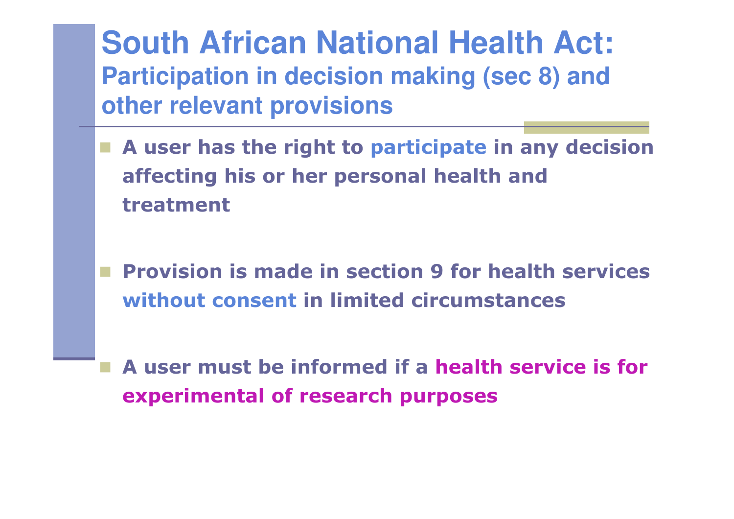# South African National Health Act:

## Participation in decision making (sec 8) and other relevant provisions

- **A user has the right to participate in any decision affecting his or her personal health and treatment**
- **Provision is made in section 9 for health services without consent in limited circumstances**
- **A user must be informed if a health service is for experimental of research purposes**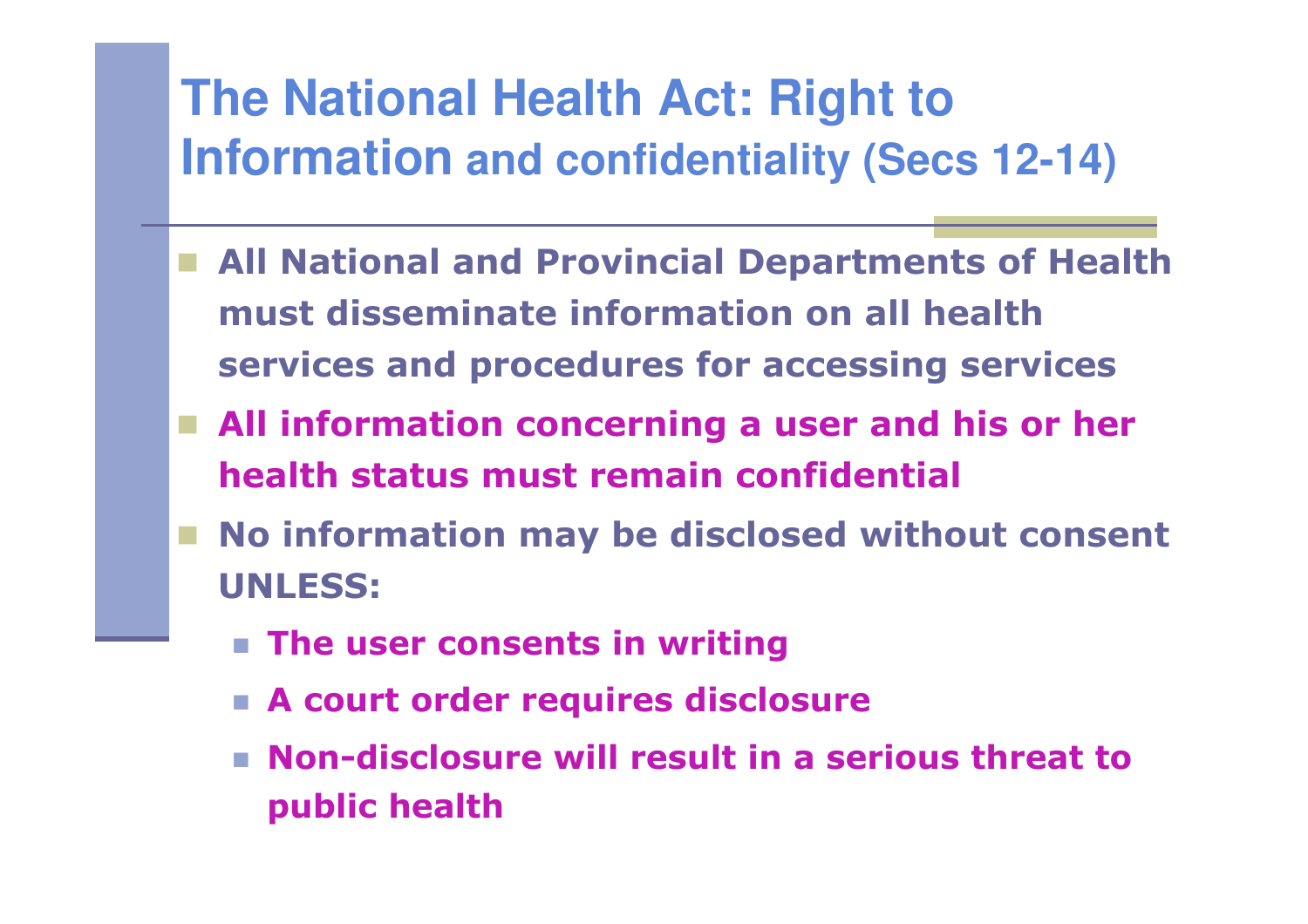# The National Health Act: Right to Information and confidentiality (Secs 12-14)

- **All National and Provincial Departments of Health must disseminate information on all health services and procedures for accessing services**
- **All information concerning a user and his or her health status must remain confidential**
- **No information may be disclosed without consent UNLESS:**
  - **The user consents in writing**
  - **A court order requires disclosure**
  - **Non-disclosure will result in a serious threat to public health**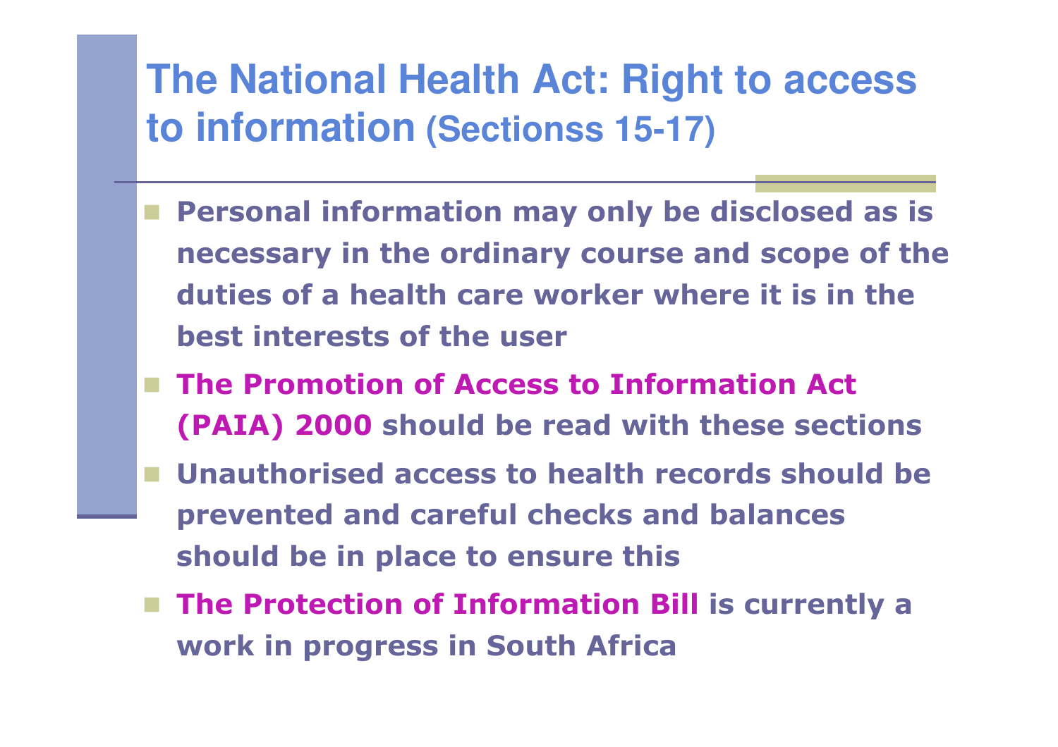# The National Health Act: Right to access to information (Sectionss 15-17)

- **Personal information may only be disclosed as is necessary in the ordinary course and scope of the duties of a health care worker where it is in the best interests of the user**
- **The Promotion of Access to Information Act (PAIA) 2000 should be read with these sections**
- **Unauthorised access to health records should be prevented and careful checks and balances should be in place to ensure this**
- **The Protection of Information Bill is currently a work in progress in South Africa**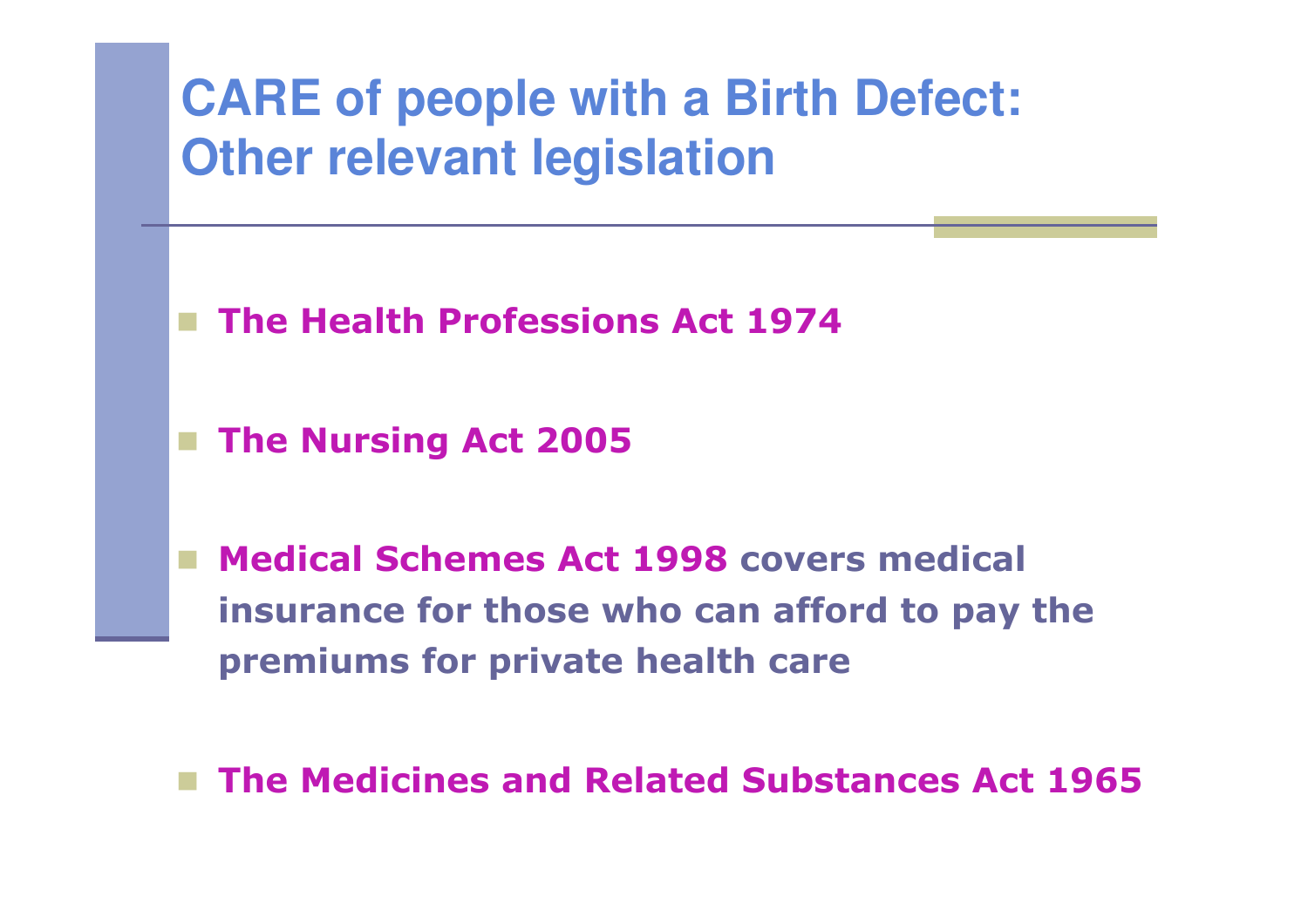# CARE of people with a Birth Defect: Other relevant legislation

- **The Health Professions Act 1974**
- **The Nursing Act 2005**
- **Medical Schemes Act 1998** covers medical insurance for those who can afford to pay the premiums for private health care
- **The Medicines and Related Substances Act 1965**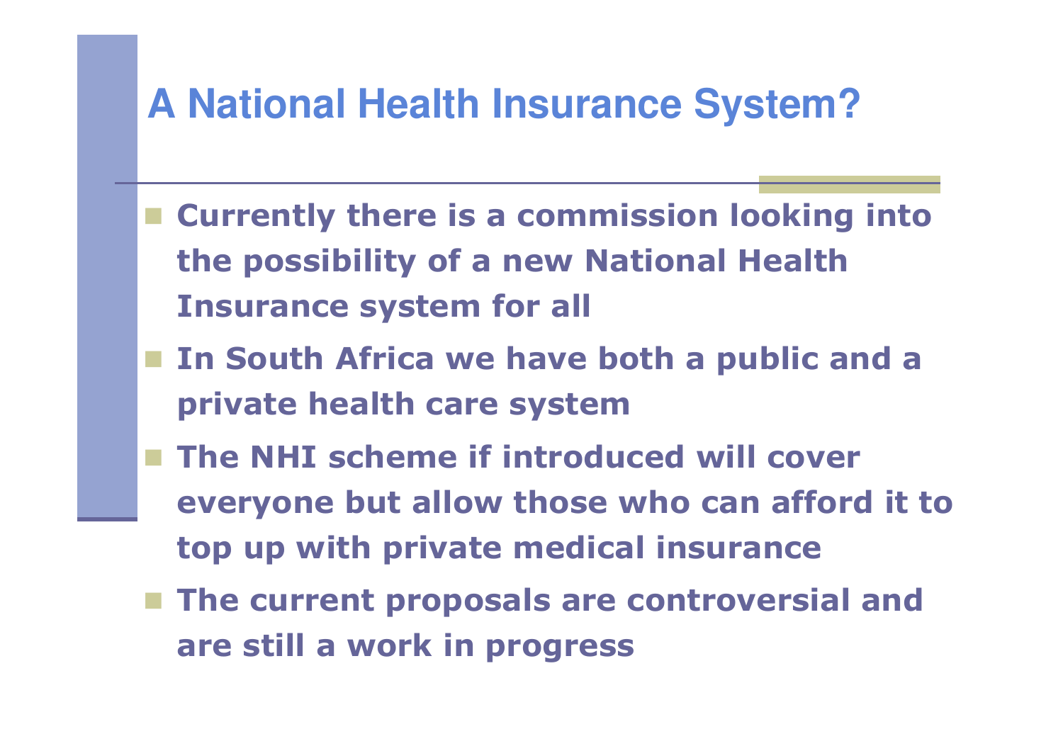# A National Health Insurance System?

- **Currently there is a commission looking into the possibility of a new National Health Insurance system for all**
- **In South Africa we have both a public and a private health care system**
- **The NHI scheme if introduced will cover everyone but allow those who can afford it to top up with private medical insurance**
- **The current proposals are controversial and are still a work in progress**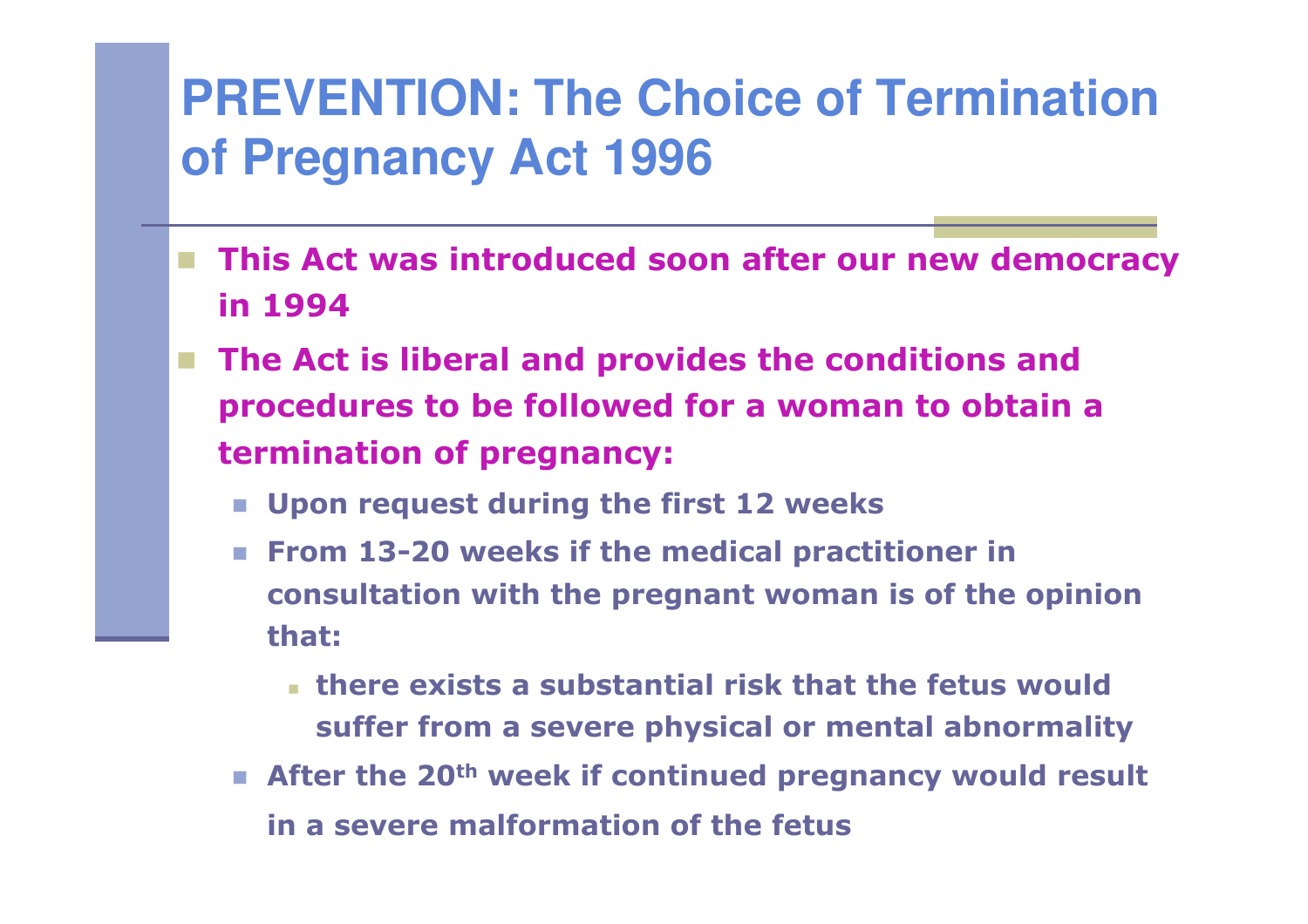# PREVENTION: The Choice of Termination of Pregnancy Act 1996

- **This Act was introduced soon after our new democracy in 1994**
- **The Act is liberal and provides the conditions and procedures to be followed for a woman to obtain a termination of pregnancy:**
  - **Upon request during the first 12 weeks**
  - **From 13-20 weeks if the medical practitioner in consultation with the pregnant woman is of the opinion that:**
    - **there exists a substantial risk that the fetus would suffer from a severe physical or mental abnormality**
  - **After the 20th week if continued pregnancy would result in a severe malformation of the fetus**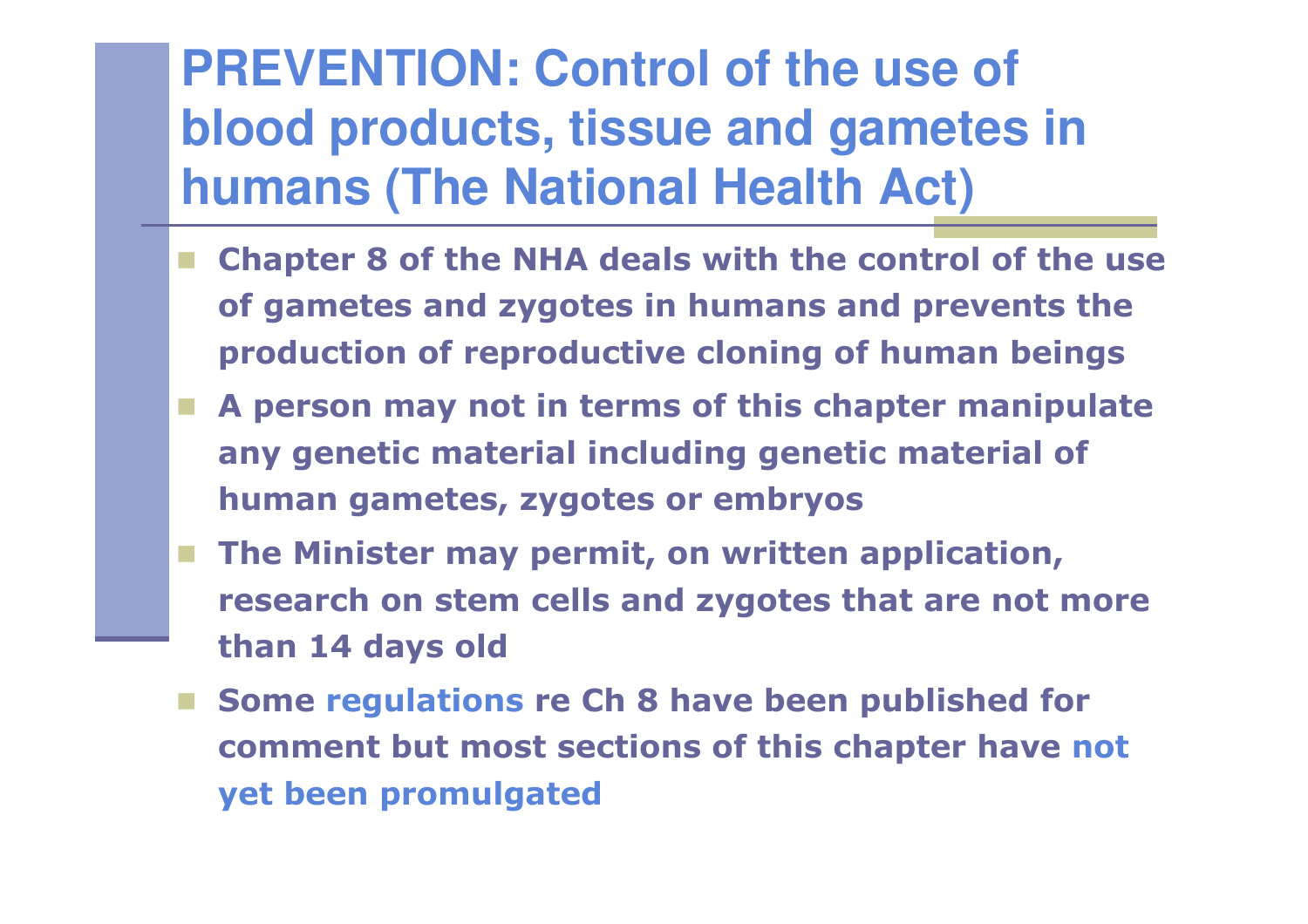# PREVENTION: Control of the use of blood products, tissue and gametes in humans (The National Health Act)

- **Chapter 8 of the NHA deals with the control of the use of gametes and zygotes in humans and prevents the production of reproductive cloning of human beings**
- **A person may not in terms of this chapter manipulate any genetic material including genetic material of human gametes, zygotes or embryos**
- **The Minister may permit, on written application, research on stem cells and zygotes that are not more than 14 days old**
- **Some regulations re Ch 8 have been published for comment but most sections of this chapter have not yet been promulgated**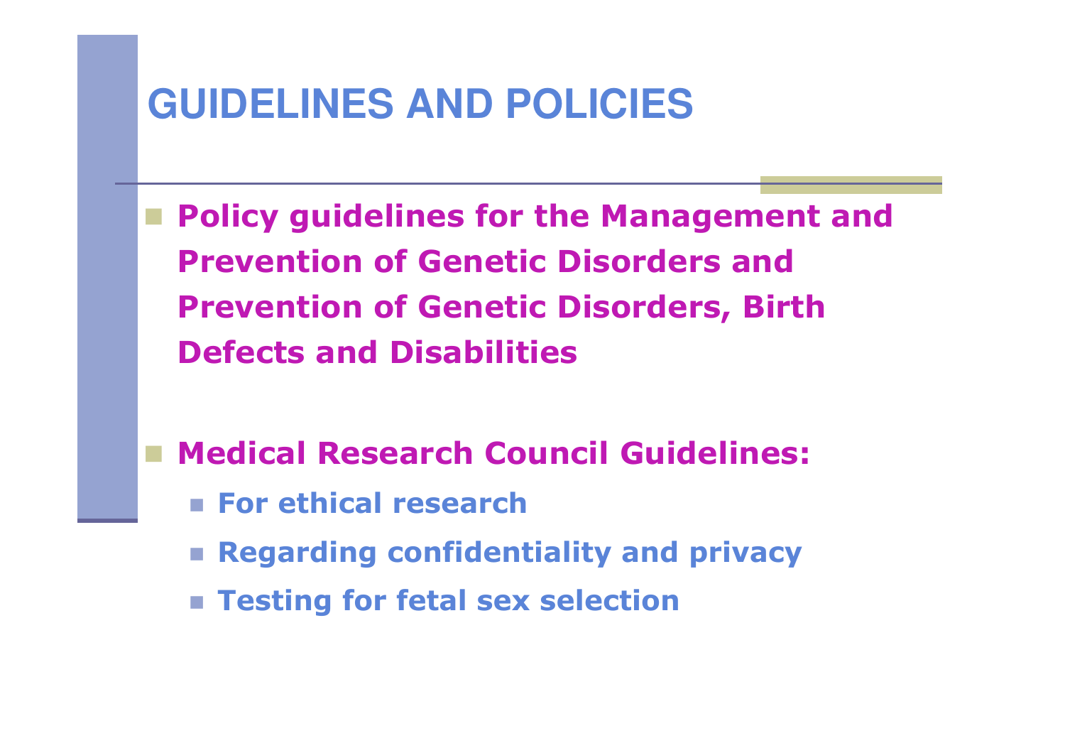# GUIDELINES AND POLICIES

- **Policy guidelines for the Management and Prevention of Genetic Disorders and Prevention of Genetic Disorders, Birth Defects and Disabilities**

- **Medical Research Council Guidelines:**
  - **For ethical research**
  - **Regarding confidentiality and privacy**
  - **Testing for fetal sex selection**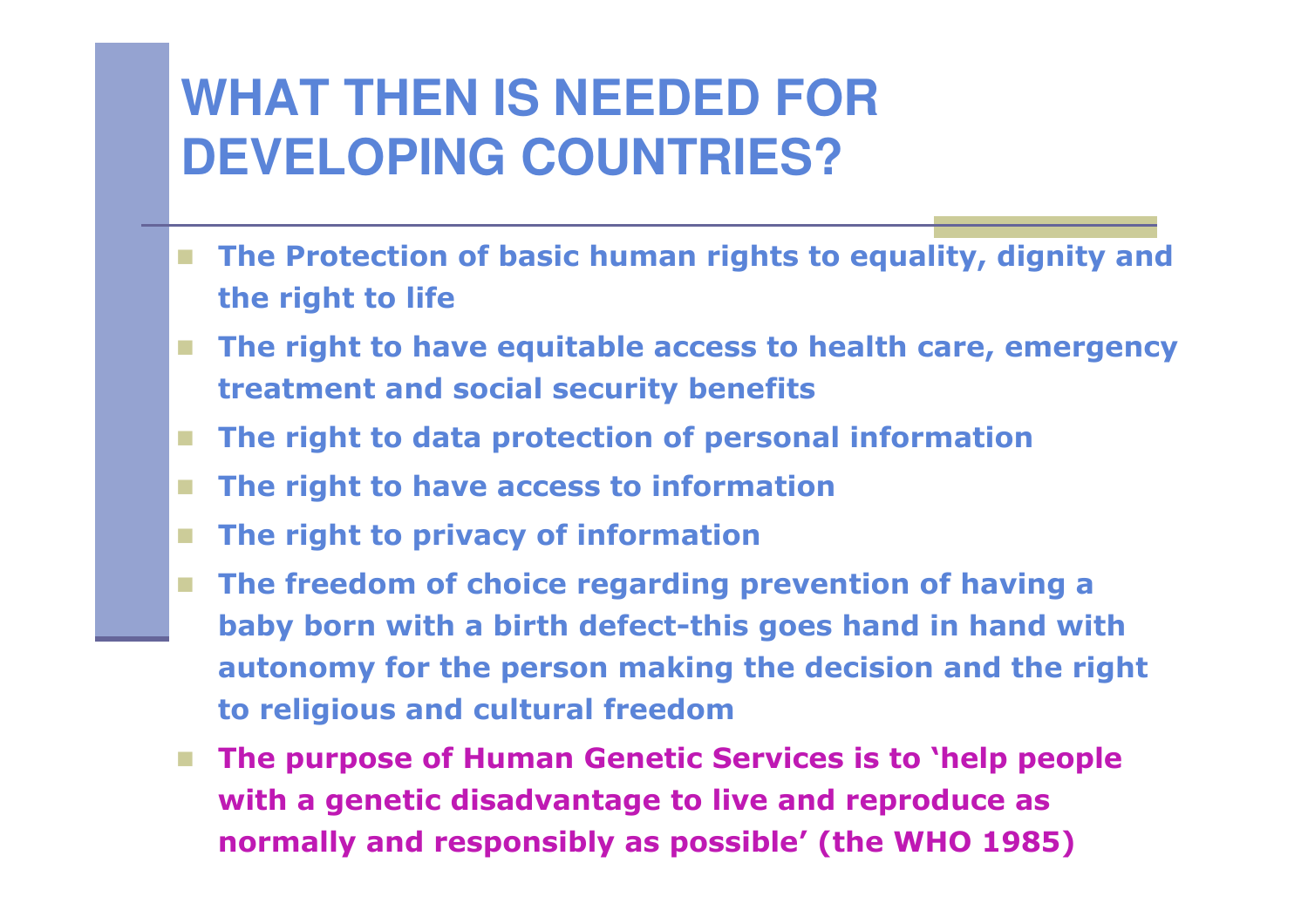# WHAT THEN IS NEEDED FOR DEVELOPING COUNTRIES?

- **The Protection of basic human rights to equality, dignity and the right to life**
- **The right to have equitable access to health care, emergency treatment and social security benefits**
- **The right to data protection of personal information**
- **The right to have access to information**
- **The right to privacy of information**
- **The freedom of choice regarding prevention of having a baby born with a birth defect-this goes hand in hand with autonomy for the person making the decision and the right to religious and cultural freedom**
- **The purpose of Human Genetic Services is to 'help people with a genetic disadvantage to live and reproduce as normally and responsibly as possible' (the WHO 1985)**